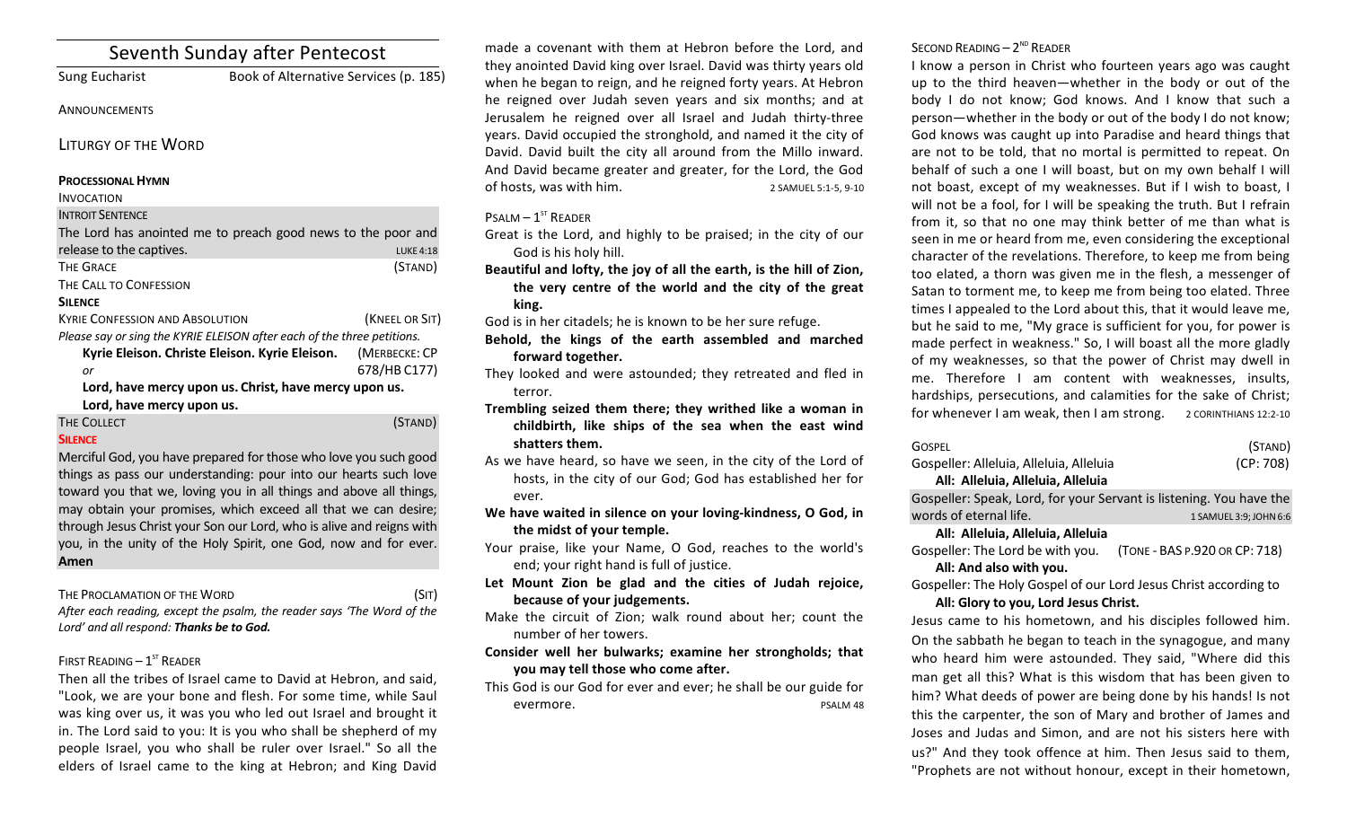# Seventh Sunday after Pentecost

Sung Eucharist — Book of Alternative Services (p. 185)

ANNOUNCEMENTS

## LITURGY OF THE WORD

**PROCESSIONAL HYMN**

INVOCATION

INTROIT SENTENCE

The Lord has anointed me to preach good news to the poor and release to the captives. LUKE 4:18

THE GRACE (STAND)

THE CALL TO CONFESSION

**SILENCE**

KYRIE CONFESSION AND ABSOLUTION (KNEEL OR SIT)

*Please say or sing the KYRIE ELEISON after each of the three petitions.*

**Kyrie Eleison. Christe Eleison. Kyrie Eleison.** (MERBECKE: CP
*or* 678/HB C177)

**Lord, have mercy upon us. Christ, have mercy upon us. Lord, have mercy upon us.**

THE COLLECT (STAND)

**SILENCE**

Merciful God, you have prepared for those who love you such good things as pass our understanding: pour into our hearts such love toward you that we, loving you in all things and above all things, may obtain your promises, which exceed all that we can desire; through Jesus Christ your Son our Lord, who is alive and reigns with you, in the unity of the Holy Spirit, one God, now and for ever. **Amen**

THE PROCLAMATION OF THE WORD (SIT)

*After each reading, except the psalm, the reader says 'The Word of the Lord' and all respond:* ***Thanks be to God.***

FIRST READING – 1ST READER

Then all the tribes of Israel came to David at Hebron, and said, "Look, we are your bone and flesh. For some time, while Saul was king over us, it was you who led out Israel and brought it in. The Lord said to you: It is you who shall be shepherd of my people Israel, you who shall be ruler over Israel." So all the elders of Israel came to the king at Hebron; and King David made a covenant with them at Hebron before the Lord, and they anointed David king over Israel. David was thirty years old when he began to reign, and he reigned forty years. At Hebron he reigned over Judah seven years and six months; and at Jerusalem he reigned over all Israel and Judah thirty-three years. David occupied the stronghold, and named it the city of David. David built the city all around from the Millo inward. And David became greater and greater, for the Lord, the God of hosts, was with him. 2 SAMUEL 5:1-5, 9-10

PSALM – 1ST READER

Great is the Lord, and highly to be praised; in the city of our God is his holy hill.

**Beautiful and lofty, the joy of all the earth, is the hill of Zion, the very centre of the world and the city of the great king.**

God is in her citadels; he is known to be her sure refuge.

**Behold, the kings of the earth assembled and marched forward together.**

They looked and were astounded; they retreated and fled in terror.

**Trembling seized them there; they writhed like a woman in childbirth, like ships of the sea when the east wind shatters them.**

As we have heard, so have we seen, in the city of the Lord of hosts, in the city of our God; God has established her for ever.

**We have waited in silence on your loving-kindness, O God, in the midst of your temple.**

Your praise, like your Name, O God, reaches to the world's end; your right hand is full of justice.

**Let Mount Zion be glad and the cities of Judah rejoice, because of your judgements.**

Make the circuit of Zion; walk round about her; count the number of her towers.

**Consider well her bulwarks; examine her strongholds; that you may tell those who come after.**

This God is our God for ever and ever; he shall be our guide for evermore. PSALM 48

SECOND READING – 2ND READER

I know a person in Christ who fourteen years ago was caught up to the third heaven—whether in the body or out of the body I do not know; God knows. And I know that such a person—whether in the body or out of the body I do not know; God knows was caught up into Paradise and heard things that are not to be told, that no mortal is permitted to repeat. On behalf of such a one I will boast, but on my own behalf I will not boast, except of my weaknesses. But if I wish to boast, I will not be a fool, for I will be speaking the truth. But I refrain from it, so that no one may think better of me than what is seen in me or heard from me, even considering the exceptional character of the revelations. Therefore, to keep me from being too elated, a thorn was given me in the flesh, a messenger of Satan to torment me, to keep me from being too elated. Three times I appealed to the Lord about this, that it would leave me, but he said to me, "My grace is sufficient for you, for power is made perfect in weakness." So, I will boast all the more gladly of my weaknesses, so that the power of Christ may dwell in me. Therefore I am content with weaknesses, insults, hardships, persecutions, and calamities for the sake of Christ; for whenever I am weak, then I am strong. 2 CORINTHIANS 12:2-10

GOSPEL (STAND)

Gospeller: Alleluia, Alleluia, Alleluia (CP: 708)

**All: Alleluia, Alleluia, Alleluia**

Gospeller: Speak, Lord, for your Servant is listening. You have the words of eternal life. 1 SAMUEL 3:9; JOHN 6:6

**All: Alleluia, Alleluia, Alleluia**

Gospeller: The Lord be with you. (TONE - BAS P.920 OR CP: 718)

**All: And also with you.**

Gospeller: The Holy Gospel of our Lord Jesus Christ according to

**All: Glory to you, Lord Jesus Christ.**

Jesus came to his hometown, and his disciples followed him. On the sabbath he began to teach in the synagogue, and many who heard him were astounded. They said, "Where did this man get all this? What is this wisdom that has been given to him? What deeds of power are being done by his hands! Is not this the carpenter, the son of Mary and brother of James and Joses and Judas and Simon, and are not his sisters here with us?" And they took offence at him. Then Jesus said to them, "Prophets are not without honour, except in their hometown,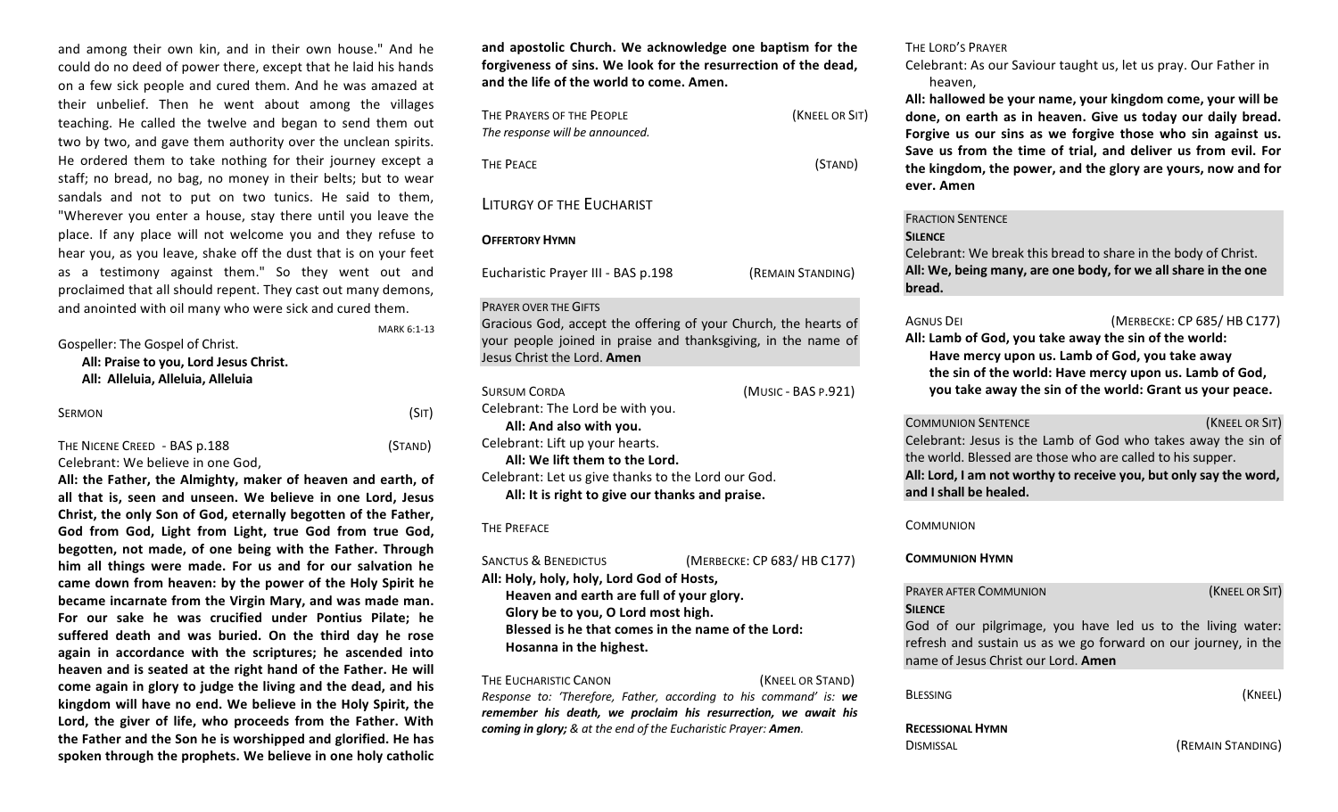and among their own kin, and in their own house." And he could do no deed of power there, except that he laid his hands on a few sick people and cured them. And he was amazed at their unbelief. Then he went about among the villages teaching. He called the twelve and began to send them out two by two, and gave them authority over the unclean spirits. He ordered them to take nothing for their journey except a staff; no bread, no bag, no money in their belts; but to wear sandals and not to put on two tunics. He said to them, "Wherever you enter a house, stay there until you leave the place. If any place will not welcome you and they refuse to hear you, as you leave, shake off the dust that is on your feet as a testimony against them." So they went out and proclaimed that all should repent. They cast out many demons, and anointed with oil many who were sick and cured them.

MARK 6:1-13

Gospeller: The Gospel of Christ.

**All: Praise to you, Lord Jesus Christ.**
**All: Alleluia, Alleluia, Alleluia**

SERMON (SIT)

THE NICENE CREED - BAS p.188 (STAND)

Celebrant: We believe in one God,

**All: the Father, the Almighty, maker of heaven and earth, of all that is, seen and unseen. We believe in one Lord, Jesus Christ, the only Son of God, eternally begotten of the Father, God from God, Light from Light, true God from true God, begotten, not made, of one being with the Father. Through him all things were made. For us and for our salvation he came down from heaven: by the power of the Holy Spirit he became incarnate from the Virgin Mary, and was made man. For our sake he was crucified under Pontius Pilate; he suffered death and was buried. On the third day he rose again in accordance with the scriptures; he ascended into heaven and is seated at the right hand of the Father. He will come again in glory to judge the living and the dead, and his kingdom will have no end. We believe in the Holy Spirit, the Lord, the giver of life, who proceeds from the Father. With the Father and the Son he is worshipped and glorified. He has spoken through the prophets. We believe in one holy catholic and apostolic Church. We acknowledge one baptism for the forgiveness of sins. We look for the resurrection of the dead, and the life of the world to come. Amen.**

THE PRAYERS OF THE PEOPLE (KNEEL OR SIT)

*The response will be announced.*

THE PEACE (STAND)

## LITURGY OF THE EUCHARIST

**OFFERTORY HYMN**

Eucharistic Prayer III - BAS p.198 (REMAIN STANDING)

PRAYER OVER THE GIFTS

Gracious God, accept the offering of your Church, the hearts of your people joined in praise and thanksgiving, in the name of Jesus Christ the Lord. **Amen**

SURSUM CORDA (MUSIC - BAS P.921)

Celebrant: The Lord be with you.
**All: And also with you.**
Celebrant: Lift up your hearts.
**All: We lift them to the Lord.**
Celebrant: Let us give thanks to the Lord our God.
**All: It is right to give our thanks and praise.**

THE PREFACE

SANCTUS & BENEDICTUS (MERBECKE: CP 683/ HB C177)

**All: Holy, holy, holy, Lord God of Hosts,**
**Heaven and earth are full of your glory.**
**Glory be to you, O Lord most high.**
**Blessed is he that comes in the name of the Lord:**
**Hosanna in the highest.**

THE EUCHARISTIC CANON (KNEEL OR STAND)

*Response to: 'Therefore, Father, according to his command' is:* ***we remember his death, we proclaim his resurrection, we await his coming in glory;*** *& at the end of the Eucharistic Prayer:* ***Amen****.*

THE LORD'S PRAYER

Celebrant: As our Saviour taught us, let us pray. Our Father in heaven,

**All: hallowed be your name, your kingdom come, your will be done, on earth as in heaven. Give us today our daily bread. Forgive us our sins as we forgive those who sin against us. Save us from the time of trial, and deliver us from evil. For the kingdom, the power, and the glory are yours, now and for ever. Amen**

FRACTION SENTENCE

**SILENCE**

Celebrant: We break this bread to share in the body of Christ.
**All: We, being many, are one body, for we all share in the one bread.**

AGNUS DEI (MERBECKE: CP 685/ HB C177)

**All: Lamb of God, you take away the sin of the world:**
**Have mercy upon us. Lamb of God, you take away**
**the sin of the world: Have mercy upon us. Lamb of God,**
**you take away the sin of the world: Grant us your peace.**

COMMUNION SENTENCE (KNEEL OR SIT)

Celebrant: Jesus is the Lamb of God who takes away the sin of the world. Blessed are those who are called to his supper.
**All: Lord, I am not worthy to receive you, but only say the word, and I shall be healed.**

COMMUNION

**COMMUNION HYMN**

PRAYER AFTER COMMUNION (KNEEL OR SIT)

**SILENCE**

God of our pilgrimage, you have led us to the living water: refresh and sustain us as we go forward on our journey, in the name of Jesus Christ our Lord. **Amen**

BLESSING (KNEEL)

**RECESSIONAL HYMN**

DISMISSAL (REMAIN STANDING)